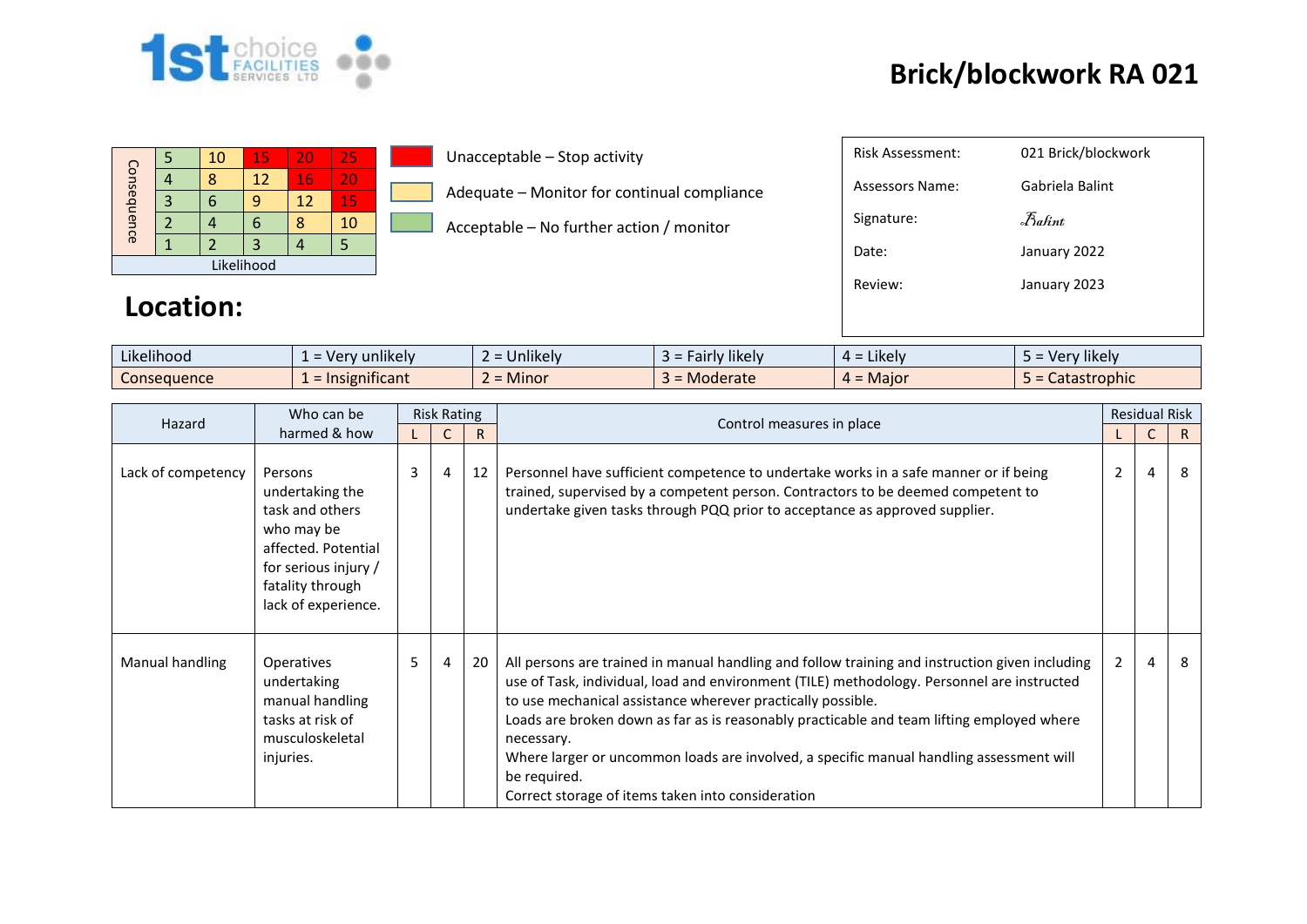# Brick/blockwork RA 021

| Consequence | | | | | |
|---|---|---|---|---|---|
| | 5 | 10 | 15 | 20 | 25 |
| | 4 | 8 | 12 | 16 | 20 |
| | 3 | 6 | 9 | 12 | 15 |
| | 2 | 4 | 6 | 8 | 10 |
| | 1 | 2 | 3 | 4 | 5 |
| Likelihood | | | | | |

- Unacceptable – Stop activity
- Adequate – Monitor for continual compliance
- Acceptable – No further action / monitor

| | |
|---|---|
| Risk Assessment: | 021 Brick/blockwork |
| Assessors Name: | Gabriela Balint |
| Signature: | Balint |
| Date: | January 2022 |
| Review: | January 2023 |

## Location:

| | | | | | |
|---|---|---|---|---|---|
| Likelihood | 1 = Very unlikely | 2 = Unlikely | 3 = Fairly likely | 4 = Likely | 5 = Very likely |
| Consequence | 1 = Insignificant | 2 = Minor | 3 = Moderate | 4 = Major | 5 = Catastrophic |

| Hazard | Who can be harmed & how | Risk Rating | | | Control measures in place | Residual Risk | | |
|---|---|---|---|---|---|---|---|---|
| | | L | C | R | | L | C | R |
| Lack of competency | Persons undertaking the task and others who may be affected. Potential for serious injury / fatality through lack of experience. | 3 | 4 | 12 | Personnel have sufficient competence to undertake works in a safe manner or if being trained, supervised by a competent person. Contractors to be deemed competent to undertake given tasks through PQQ prior to acceptance as approved supplier. | 2 | 4 | 8 |
| Manual handling | Operatives undertaking manual handling tasks at risk of musculoskeletal injuries. | 5 | 4 | 20 | All persons are trained in manual handling and follow training and instruction given including use of Task, individual, load and environment (TILE) methodology. Personnel are instructed to use mechanical assistance wherever practically possible.<br>Loads are broken down as far as is reasonably practicable and team lifting employed where necessary.<br>Where larger or uncommon loads are involved, a specific manual handling assessment will be required.<br>Correct storage of items taken into consideration | 2 | 4 | 8 |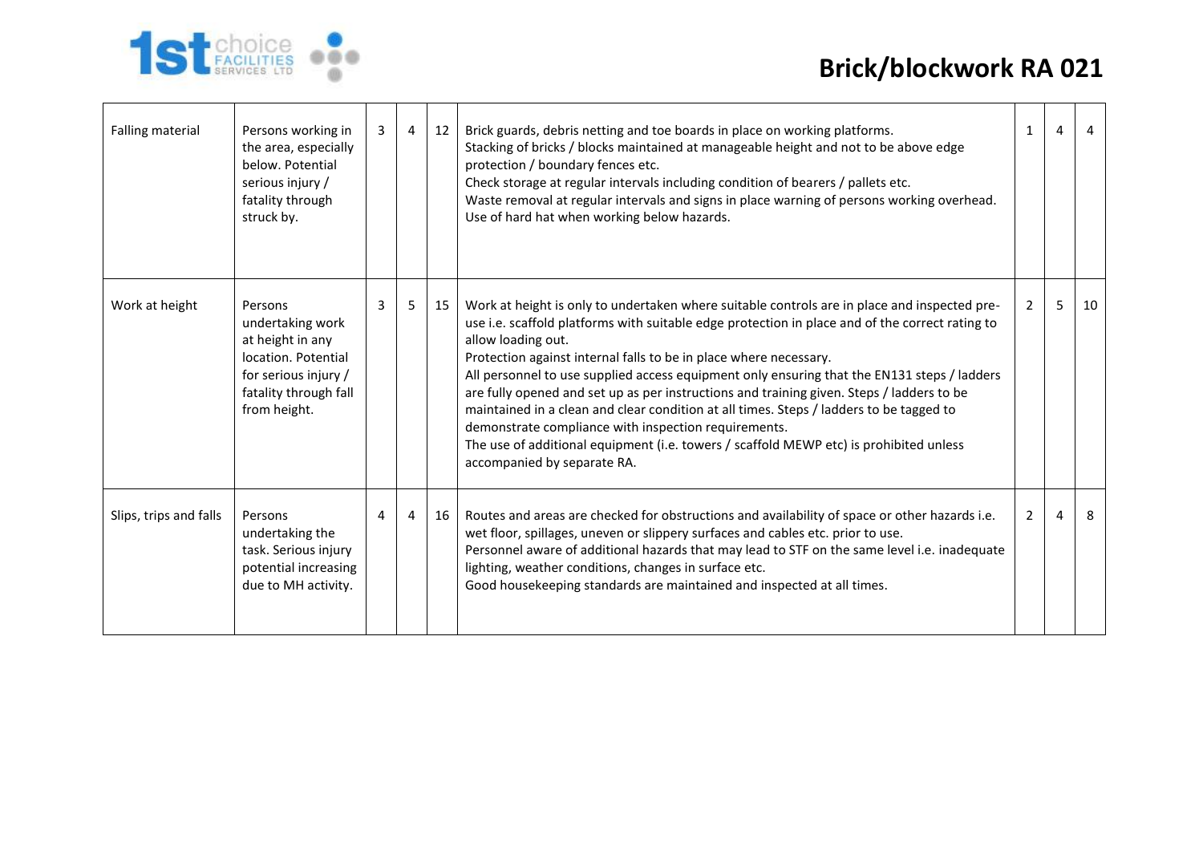| | | | | | | | | |
|---|---|---|---|---|---|---|---|---|
| Falling material | Persons working in the area, especially below. Potential serious injury / fatality through struck by. | 3 | 4 | 12 | Brick guards, debris netting and toe boards in place on working platforms.<br>Stacking of bricks / blocks maintained at manageable height and not to be above edge protection / boundary fences etc.<br>Check storage at regular intervals including condition of bearers / pallets etc.<br>Waste removal at regular intervals and signs in place warning of persons working overhead.<br>Use of hard hat when working below hazards. | 1 | 4 | 4 |
| Work at height | Persons undertaking work at height in any location. Potential for serious injury / fatality through fall from height. | 3 | 5 | 15 | Work at height is only to undertaken where suitable controls are in place and inspected pre-use i.e. scaffold platforms with suitable edge protection in place and of the correct rating to allow loading out.<br>Protection against internal falls to be in place where necessary.<br>All personnel to use supplied access equipment only ensuring that the EN131 steps / ladders are fully opened and set up as per instructions and training given. Steps / ladders to be maintained in a clean and clear condition at all times. Steps / ladders to be tagged to demonstrate compliance with inspection requirements.<br>The use of additional equipment (i.e. towers / scaffold MEWP etc) is prohibited unless accompanied by separate RA. | 2 | 5 | 10 |
| Slips, trips and falls | Persons undertaking the task. Serious injury potential increasing due to MH activity. | 4 | 4 | 16 | Routes and areas are checked for obstructions and availability of space or other hazards i.e. wet floor, spillages, uneven or slippery surfaces and cables etc. prior to use.<br>Personnel aware of additional hazards that may lead to STF on the same level i.e. inadequate lighting, weather conditions, changes in surface etc.<br>Good housekeeping standards are maintained and inspected at all times. | 2 | 4 | 8 |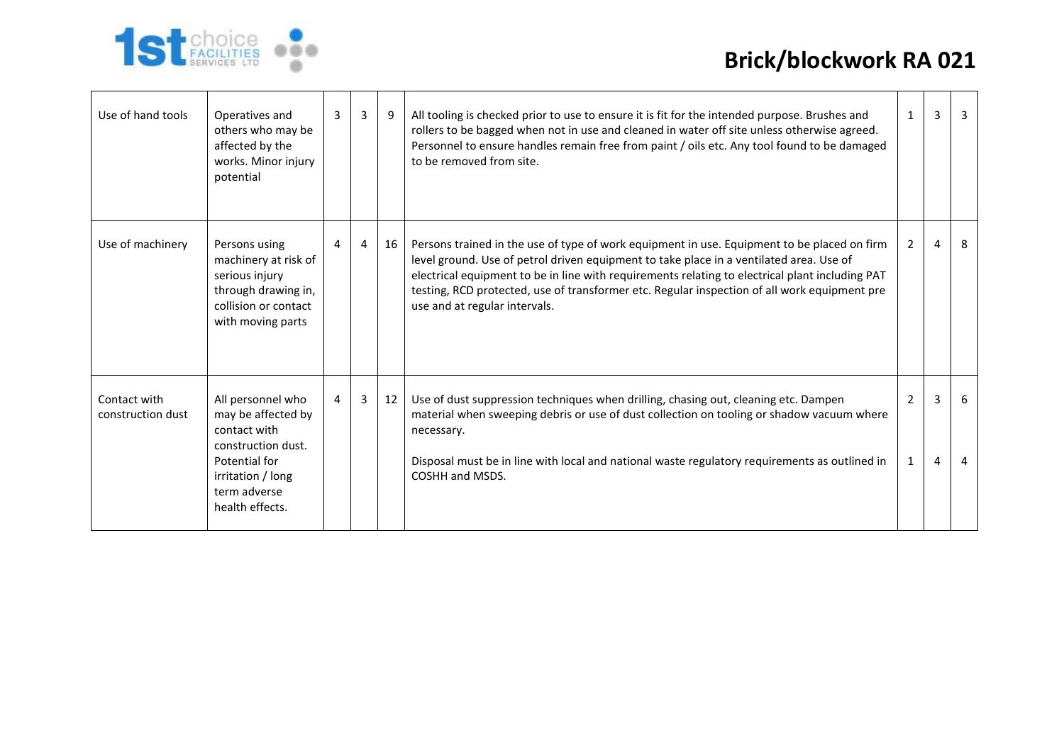# Brick/blockwork RA 021

| | | | | | | | | |
|---|---|---|---|---|---|---|---|---|
| Use of hand tools | Operatives and others who may be affected by the works. Minor injury potential | 3 | 3 | 9 | All tooling is checked prior to use to ensure it is fit for the intended purpose. Brushes and rollers to be bagged when not in use and cleaned in water off site unless otherwise agreed. Personnel to ensure handles remain free from paint / oils etc. Any tool found to be damaged to be removed from site. | 1 | 3 | 3 |
| Use of machinery | Persons using machinery at risk of serious injury through drawing in, collision or contact with moving parts | 4 | 4 | 16 | Persons trained in the use of type of work equipment in use. Equipment to be placed on firm level ground. Use of petrol driven equipment to take place in a ventilated area. Use of electrical equipment to be in line with requirements relating to electrical plant including PAT testing, RCD protected, use of transformer etc. Regular inspection of all work equipment pre use and at regular intervals. | 2 | 4 | 8 |
| Contact with construction dust | All personnel who may be affected by contact with construction dust. Potential for irritation / long term adverse health effects. | 4 | 3 | 12 | Use of dust suppression techniques when drilling, chasing out, cleaning etc. Dampen material when sweeping debris or use of dust collection on tooling or shadow vacuum where necessary.<br><br>Disposal must be in line with local and national waste regulatory requirements as outlined in COSHH and MSDS. | 2<br><br>1 | 3<br><br>4 | 6<br><br>4 |